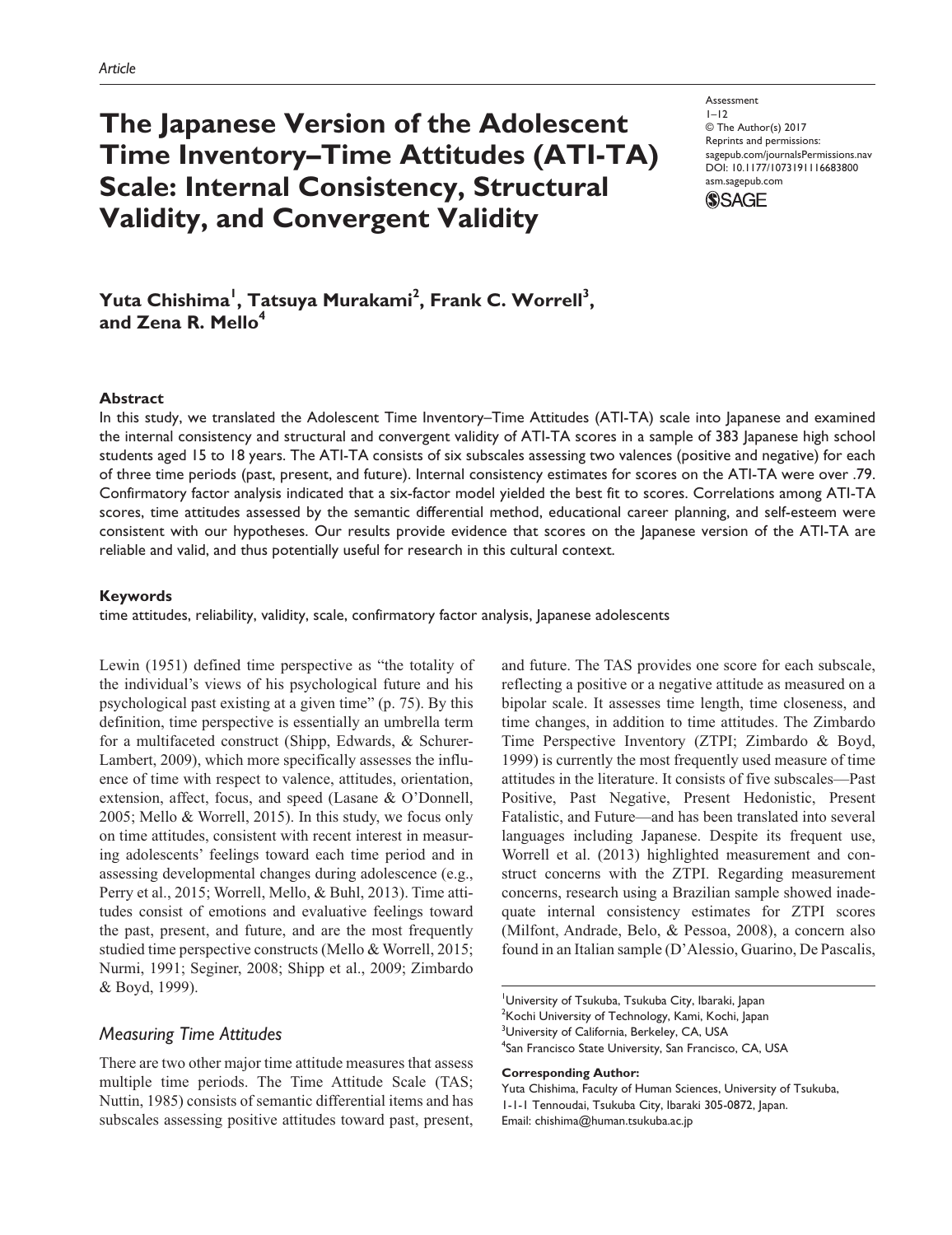Article

# The Japanese Version of the Adolescent Time Inventory–Time Attitudes (ATI-TA) Scale: Internal Consistency, Structural Validity, and Convergent Validity

Assessment
1–12
© The Author(s) 2017
Reprints and permissions:
sagepub.com/journalsPermissions.nav
DOI: 10.1177/1073191116683800
asm.sagepub.com

**Yuta Chishima[1], Tatsuya Murakami[2], Frank C. Worrell[3], and Zena R. Mello[4]**

## Abstract

In this study, we translated the Adolescent Time Inventory–Time Attitudes (ATI-TA) scale into Japanese and examined the internal consistency and structural and convergent validity of ATI-TA scores in a sample of 383 Japanese high school students aged 15 to 18 years. The ATI-TA consists of six subscales assessing two valences (positive and negative) for each of three time periods (past, present, and future). Internal consistency estimates for scores on the ATI-TA were over .79. Confirmatory factor analysis indicated that a six-factor model yielded the best fit to scores. Correlations among ATI-TA scores, time attitudes assessed by the semantic differential method, educational career planning, and self-esteem were consistent with our hypotheses. Our results provide evidence that scores on the Japanese version of the ATI-TA are reliable and valid, and thus potentially useful for research in this cultural context.

## Keywords

time attitudes, reliability, validity, scale, confirmatory factor analysis, Japanese adolescents

Lewin (1951) defined time perspective as "the totality of the individual's views of his psychological future and his psychological past existing at a given time" (p. 75). By this definition, time perspective is essentially an umbrella term for a multifaceted construct (Shipp, Edwards, & Schurer-Lambert, 2009), which more specifically assesses the influence of time with respect to valence, attitudes, orientation, extension, affect, focus, and speed (Lasane & O'Donnell, 2005; Mello & Worrell, 2015). In this study, we focus only on time attitudes, consistent with recent interest in measuring adolescents' feelings toward each time period and in assessing developmental changes during adolescence (e.g., Perry et al., 2015; Worrell, Mello, & Buhl, 2013). Time attitudes consist of emotions and evaluative feelings toward the past, present, and future, and are the most frequently studied time perspective constructs (Mello & Worrell, 2015; Nurmi, 1991; Seginer, 2008; Shipp et al., 2009; Zimbardo & Boyd, 1999).

### Measuring Time Attitudes

There are two other major time attitude measures that assess multiple time periods. The Time Attitude Scale (TAS; Nuttin, 1985) consists of semantic differential items and has subscales assessing positive attitudes toward past, present, and future. The TAS provides one score for each subscale, reflecting a positive or a negative attitude as measured on a bipolar scale. It assesses time length, time closeness, and time changes, in addition to time attitudes. The Zimbardo Time Perspective Inventory (ZTPI; Zimbardo & Boyd, 1999) is currently the most frequently used measure of time attitudes in the literature. It consists of five subscales—Past Positive, Past Negative, Present Hedonistic, Present Fatalistic, and Future—and has been translated into several languages including Japanese. Despite its frequent use, Worrell et al. (2013) highlighted measurement and construct concerns with the ZTPI. Regarding measurement concerns, research using a Brazilian sample showed inadequate internal consistency estimates for ZTPI scores (Milfont, Andrade, Belo, & Pessoa, 2008), a concern also found in an Italian sample (D'Alessio, Guarino, De Pascalis,

[1]University of Tsukuba, Tsukuba City, Ibaraki, Japan
[2]Kochi University of Technology, Kami, Kochi, Japan
[3]University of California, Berkeley, CA, USA
[4]San Francisco State University, San Francisco, CA, USA

**Corresponding Author:**
Yuta Chishima, Faculty of Human Sciences, University of Tsukuba, 1-1-1 Tennoudai, Tsukuba City, Ibaraki 305-0872, Japan.
Email: chishima@human.tsukuba.ac.jp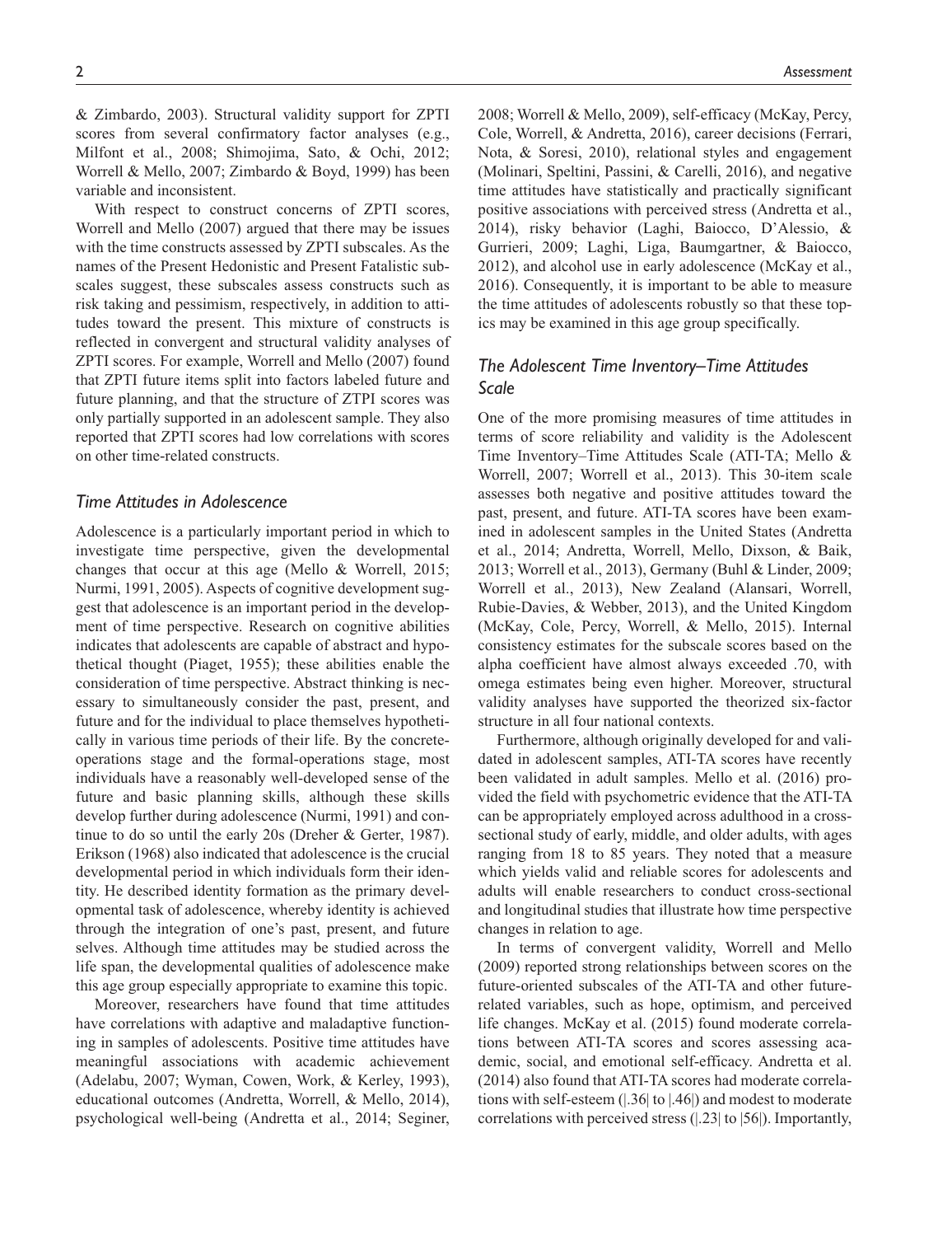& Zimbardo, 2003). Structural validity support for ZPTI scores from several confirmatory factor analyses (e.g., Milfont et al., 2008; Shimojima, Sato, & Ochi, 2012; Worrell & Mello, 2007; Zimbardo & Boyd, 1999) has been variable and inconsistent.

With respect to construct concerns of ZPTI scores, Worrell and Mello (2007) argued that there may be issues with the time constructs assessed by ZPTI subscales. As the names of the Present Hedonistic and Present Fatalistic subscales suggest, these subscales assess constructs such as risk taking and pessimism, respectively, in addition to attitudes toward the present. This mixture of constructs is reflected in convergent and structural validity analyses of ZPTI scores. For example, Worrell and Mello (2007) found that ZPTI future items split into factors labeled future and future planning, and that the structure of ZTPI scores was only partially supported in an adolescent sample. They also reported that ZPTI scores had low correlations with scores on other time-related constructs.

### *Time Attitudes in Adolescence*

Adolescence is a particularly important period in which to investigate time perspective, given the developmental changes that occur at this age (Mello & Worrell, 2015; Nurmi, 1991, 2005). Aspects of cognitive development suggest that adolescence is an important period in the development of time perspective. Research on cognitive abilities indicates that adolescents are capable of abstract and hypothetical thought (Piaget, 1955); these abilities enable the consideration of time perspective. Abstract thinking is necessary to simultaneously consider the past, present, and future and for the individual to place themselves hypothetically in various time periods of their life. By the concrete-operations stage and the formal-operations stage, most individuals have a reasonably well-developed sense of the future and basic planning skills, although these skills develop further during adolescence (Nurmi, 1991) and continue to do so until the early 20s (Dreher & Gerter, 1987). Erikson (1968) also indicated that adolescence is the crucial developmental period in which individuals form their identity. He described identity formation as the primary developmental task of adolescence, whereby identity is achieved through the integration of one's past, present, and future selves. Although time attitudes may be studied across the life span, the developmental qualities of adolescence make this age group especially appropriate to examine this topic.

Moreover, researchers have found that time attitudes have correlations with adaptive and maladaptive functioning in samples of adolescents. Positive time attitudes have meaningful associations with academic achievement (Adelabu, 2007; Wyman, Cowen, Work, & Kerley, 1993), educational outcomes (Andretta, Worrell, & Mello, 2014), psychological well-being (Andretta et al., 2014; Seginer, 2008; Worrell & Mello, 2009), self-efficacy (McKay, Percy, Cole, Worrell, & Andretta, 2016), career decisions (Ferrari, Nota, & Soresi, 2010), relational styles and engagement (Molinari, Speltini, Passini, & Carelli, 2016), and negative time attitudes have statistically and practically significant positive associations with perceived stress (Andretta et al., 2014), risky behavior (Laghi, Baiocco, D'Alessio, & Gurrieri, 2009; Laghi, Liga, Baumgartner, & Baiocco, 2012), and alcohol use in early adolescence (McKay et al., 2016). Consequently, it is important to be able to measure the time attitudes of adolescents robustly so that these topics may be examined in this age group specifically.

### *The Adolescent Time Inventory–Time Attitudes Scale*

One of the more promising measures of time attitudes in terms of score reliability and validity is the Adolescent Time Inventory–Time Attitudes Scale (ATI-TA; Mello & Worrell, 2007; Worrell et al., 2013). This 30-item scale assesses both negative and positive attitudes toward the past, present, and future. ATI-TA scores have been examined in adolescent samples in the United States (Andretta et al., 2014; Andretta, Worrell, Mello, Dixson, & Baik, 2013; Worrell et al., 2013), Germany (Buhl & Linder, 2009; Worrell et al., 2013), New Zealand (Alansari, Worrell, Rubie-Davies, & Webber, 2013), and the United Kingdom (McKay, Cole, Percy, Worrell, & Mello, 2015). Internal consistency estimates for the subscale scores based on the alpha coefficient have almost always exceeded .70, with omega estimates being even higher. Moreover, structural validity analyses have supported the theorized six-factor structure in all four national contexts.

Furthermore, although originally developed for and validated in adolescent samples, ATI-TA scores have recently been validated in adult samples. Mello et al. (2016) provided the field with psychometric evidence that the ATI-TA can be appropriately employed across adulthood in a cross-sectional study of early, middle, and older adults, with ages ranging from 18 to 85 years. They noted that a measure which yields valid and reliable scores for adolescents and adults will enable researchers to conduct cross-sectional and longitudinal studies that illustrate how time perspective changes in relation to age.

In terms of convergent validity, Worrell and Mello (2009) reported strong relationships between scores on the future-oriented subscales of the ATI-TA and other future-related variables, such as hope, optimism, and perceived life changes. McKay et al. (2015) found moderate correlations between ATI-TA scores and scores assessing academic, social, and emotional self-efficacy. Andretta et al. (2014) also found that ATI-TA scores had moderate correlations with self-esteem (|.36| to |.46|) and modest to moderate correlations with perceived stress (|.23| to |56|). Importantly,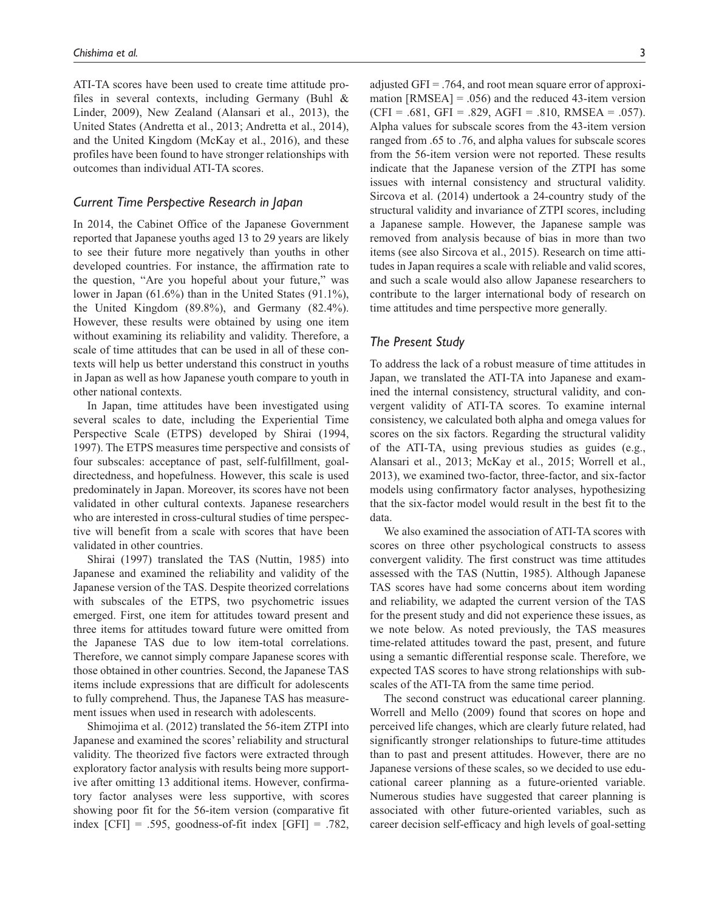ATI-TA scores have been used to create time attitude profiles in several contexts, including Germany (Buhl & Linder, 2009), New Zealand (Alansari et al., 2013), the United States (Andretta et al., 2013; Andretta et al., 2014), and the United Kingdom (McKay et al., 2016), and these profiles have been found to have stronger relationships with outcomes than individual ATI-TA scores.

### *Current Time Perspective Research in Japan*

In 2014, the Cabinet Office of the Japanese Government reported that Japanese youths aged 13 to 29 years are likely to see their future more negatively than youths in other developed countries. For instance, the affirmation rate to the question, "Are you hopeful about your future," was lower in Japan (61.6%) than in the United States (91.1%), the United Kingdom (89.8%), and Germany (82.4%). However, these results were obtained by using one item without examining its reliability and validity. Therefore, a scale of time attitudes that can be used in all of these contexts will help us better understand this construct in youths in Japan as well as how Japanese youth compare to youth in other national contexts.

In Japan, time attitudes have been investigated using several scales to date, including the Experiential Time Perspective Scale (ETPS) developed by Shirai (1994, 1997). The ETPS measures time perspective and consists of four subscales: acceptance of past, self-fulfillment, goal-directedness, and hopefulness. However, this scale is used predominately in Japan. Moreover, its scores have not been validated in other cultural contexts. Japanese researchers who are interested in cross-cultural studies of time perspective will benefit from a scale with scores that have been validated in other countries.

Shirai (1997) translated the TAS (Nuttin, 1985) into Japanese and examined the reliability and validity of the Japanese version of the TAS. Despite theorized correlations with subscales of the ETPS, two psychometric issues emerged. First, one item for attitudes toward present and three items for attitudes toward future were omitted from the Japanese TAS due to low item-total correlations. Therefore, we cannot simply compare Japanese scores with those obtained in other countries. Second, the Japanese TAS items include expressions that are difficult for adolescents to fully comprehend. Thus, the Japanese TAS has measurement issues when used in research with adolescents.

Shimojima et al. (2012) translated the 56-item ZTPI into Japanese and examined the scores' reliability and structural validity. The theorized five factors were extracted through exploratory factor analysis with results being more supportive after omitting 13 additional items. However, confirmatory factor analyses were less supportive, with scores showing poor fit for the 56-item version (comparative fit index [CFI] = .595, goodness-of-fit index [GFI] = .782, adjusted GFI = .764, and root mean square error of approximation [RMSEA] = .056) and the reduced 43-item version (CFI = .681, GFI = .829, AGFI = .810, RMSEA = .057). Alpha values for subscale scores from the 43-item version ranged from .65 to .76, and alpha values for subscale scores from the 56-item version were not reported. These results indicate that the Japanese version of the ZTPI has some issues with internal consistency and structural validity. Sircova et al. (2014) undertook a 24-country study of the structural validity and invariance of ZTPI scores, including a Japanese sample. However, the Japanese sample was removed from analysis because of bias in more than two items (see also Sircova et al., 2015). Research on time attitudes in Japan requires a scale with reliable and valid scores, and such a scale would also allow Japanese researchers to contribute to the larger international body of research on time attitudes and time perspective more generally.

### *The Present Study*

To address the lack of a robust measure of time attitudes in Japan, we translated the ATI-TA into Japanese and examined the internal consistency, structural validity, and convergent validity of ATI-TA scores. To examine internal consistency, we calculated both alpha and omega values for scores on the six factors. Regarding the structural validity of the ATI-TA, using previous studies as guides (e.g., Alansari et al., 2013; McKay et al., 2015; Worrell et al., 2013), we examined two-factor, three-factor, and six-factor models using confirmatory factor analyses, hypothesizing that the six-factor model would result in the best fit to the data.

We also examined the association of ATI-TA scores with scores on three other psychological constructs to assess convergent validity. The first construct was time attitudes assessed with the TAS (Nuttin, 1985). Although Japanese TAS scores have had some concerns about item wording and reliability, we adapted the current version of the TAS for the present study and did not experience these issues, as we note below. As noted previously, the TAS measures time-related attitudes toward the past, present, and future using a semantic differential response scale. Therefore, we expected TAS scores to have strong relationships with subscales of the ATI-TA from the same time period.

The second construct was educational career planning. Worrell and Mello (2009) found that scores on hope and perceived life changes, which are clearly future related, had significantly stronger relationships to future-time attitudes than to past and present attitudes. However, there are no Japanese versions of these scales, so we decided to use educational career planning as a future-oriented variable. Numerous studies have suggested that career planning is associated with other future-oriented variables, such as career decision self-efficacy and high levels of goal-setting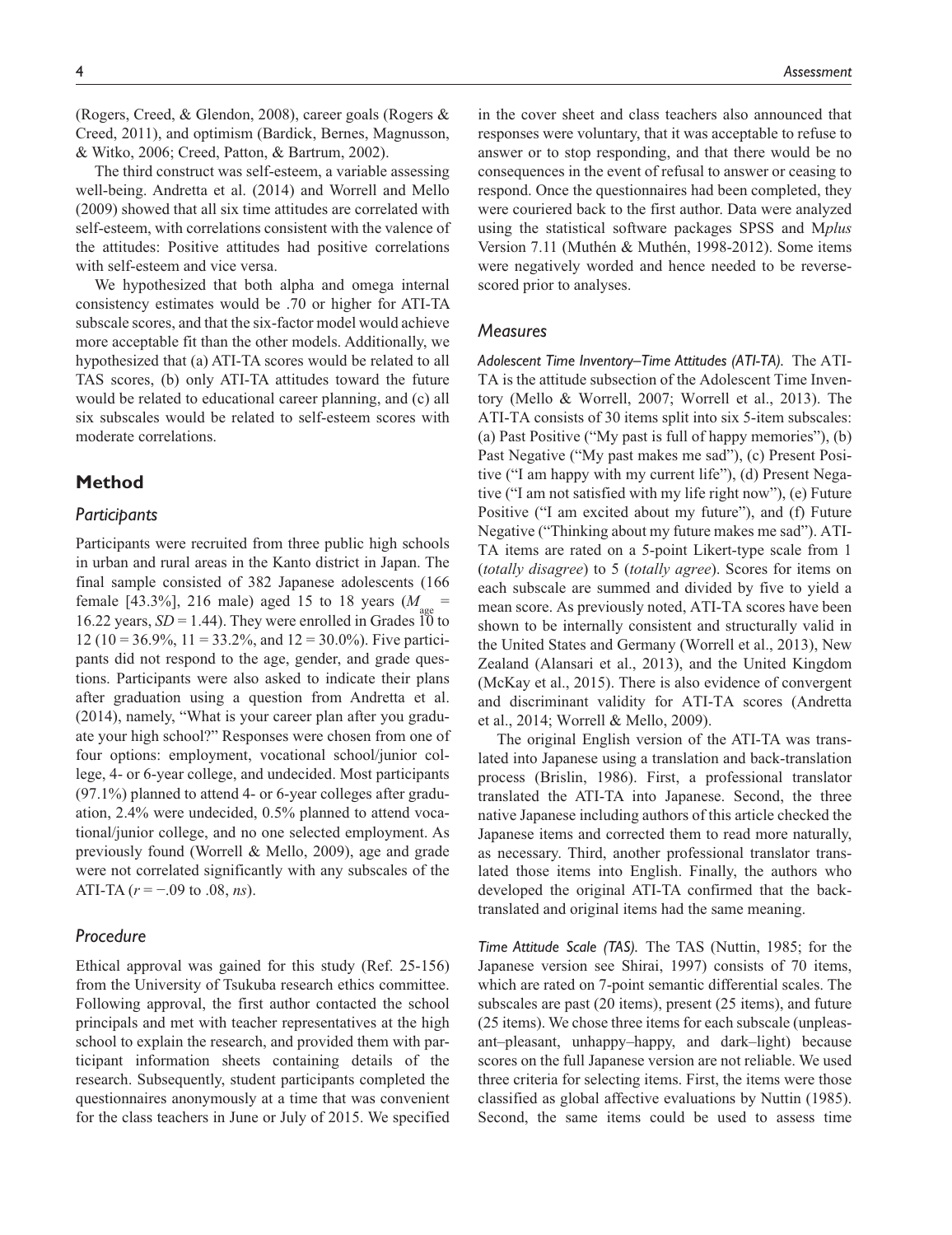(Rogers, Creed, & Glendon, 2008), career goals (Rogers & Creed, 2011), and optimism (Bardick, Bernes, Magnusson, & Witko, 2006; Creed, Patton, & Bartrum, 2002).

The third construct was self-esteem, a variable assessing well-being. Andretta et al. (2014) and Worrell and Mello (2009) showed that all six time attitudes are correlated with self-esteem, with correlations consistent with the valence of the attitudes: Positive attitudes had positive correlations with self-esteem and vice versa.

We hypothesized that both alpha and omega internal consistency estimates would be .70 or higher for ATI-TA subscale scores, and that the six-factor model would achieve more acceptable fit than the other models. Additionally, we hypothesized that (a) ATI-TA scores would be related to all TAS scores, (b) only ATI-TA attitudes toward the future would be related to educational career planning, and (c) all six subscales would be related to self-esteem scores with moderate correlations.

## Method

### Participants

Participants were recruited from three public high schools in urban and rural areas in the Kanto district in Japan. The final sample consisted of 382 Japanese adolescents (166 female [43.3%], 216 male) aged 15 to 18 years ($M_{age}$ = 16.22 years, $SD$ = 1.44). They were enrolled in Grades 10 to 12 (10 = 36.9%, 11 = 33.2%, and 12 = 30.0%). Five participants did not respond to the age, gender, and grade questions. Participants were also asked to indicate their plans after graduation using a question from Andretta et al. (2014), namely, "What is your career plan after you graduate your high school?" Responses were chosen from one of four options: employment, vocational school/junior college, 4- or 6-year college, and undecided. Most participants (97.1%) planned to attend 4- or 6-year colleges after graduation, 2.4% were undecided, 0.5% planned to attend vocational/junior college, and no one selected employment. As previously found (Worrell & Mello, 2009), age and grade were not correlated significantly with any subscales of the ATI-TA ($r$ = −.09 to .08, *ns*).

### Procedure

Ethical approval was gained for this study (Ref. 25-156) from the University of Tsukuba research ethics committee. Following approval, the first author contacted the school principals and met with teacher representatives at the high school to explain the research, and provided them with participant information sheets containing details of the research. Subsequently, student participants completed the questionnaires anonymously at a time that was convenient for the class teachers in June or July of 2015. We specified in the cover sheet and class teachers also announced that responses were voluntary, that it was acceptable to refuse to answer or to stop responding, and that there would be no consequences in the event of refusal to answer or ceasing to respond. Once the questionnaires had been completed, they were couriered back to the first author. Data were analyzed using the statistical software packages SPSS and M*plus* Version 7.11 (Muthén & Muthén, 1998-2012). Some items were negatively worded and hence needed to be reverse-scored prior to analyses.

### Measures

*Adolescent Time Inventory–Time Attitudes (ATI-TA).* The ATI-TA is the attitude subsection of the Adolescent Time Inventory (Mello & Worrell, 2007; Worrell et al., 2013). The ATI-TA consists of 30 items split into six 5-item subscales: (a) Past Positive ("My past is full of happy memories"), (b) Past Negative ("My past makes me sad"), (c) Present Positive ("I am happy with my current life"), (d) Present Negative ("I am not satisfied with my life right now"), (e) Future Positive ("I am excited about my future"), and (f) Future Negative ("Thinking about my future makes me sad"). ATI-TA items are rated on a 5-point Likert-type scale from 1 (*totally disagree*) to 5 (*totally agree*). Scores for items on each subscale are summed and divided by five to yield a mean score. As previously noted, ATI-TA scores have been shown to be internally consistent and structurally valid in the United States and Germany (Worrell et al., 2013), New Zealand (Alansari et al., 2013), and the United Kingdom (McKay et al., 2015). There is also evidence of convergent and discriminant validity for ATI-TA scores (Andretta et al., 2014; Worrell & Mello, 2009).

The original English version of the ATI-TA was translated into Japanese using a translation and back-translation process (Brislin, 1986). First, a professional translator translated the ATI-TA into Japanese. Second, the three native Japanese including authors of this article checked the Japanese items and corrected them to read more naturally, as necessary. Third, another professional translator translated those items into English. Finally, the authors who developed the original ATI-TA confirmed that the back-translated and original items had the same meaning.

*Time Attitude Scale (TAS).* The TAS (Nuttin, 1985; for the Japanese version see Shirai, 1997) consists of 70 items, which are rated on 7-point semantic differential scales. The subscales are past (20 items), present (25 items), and future (25 items). We chose three items for each subscale (unpleasant–pleasant, unhappy–happy, and dark–light) because scores on the full Japanese version are not reliable. We used three criteria for selecting items. First, the items were those classified as global affective evaluations by Nuttin (1985). Second, the same items could be used to assess time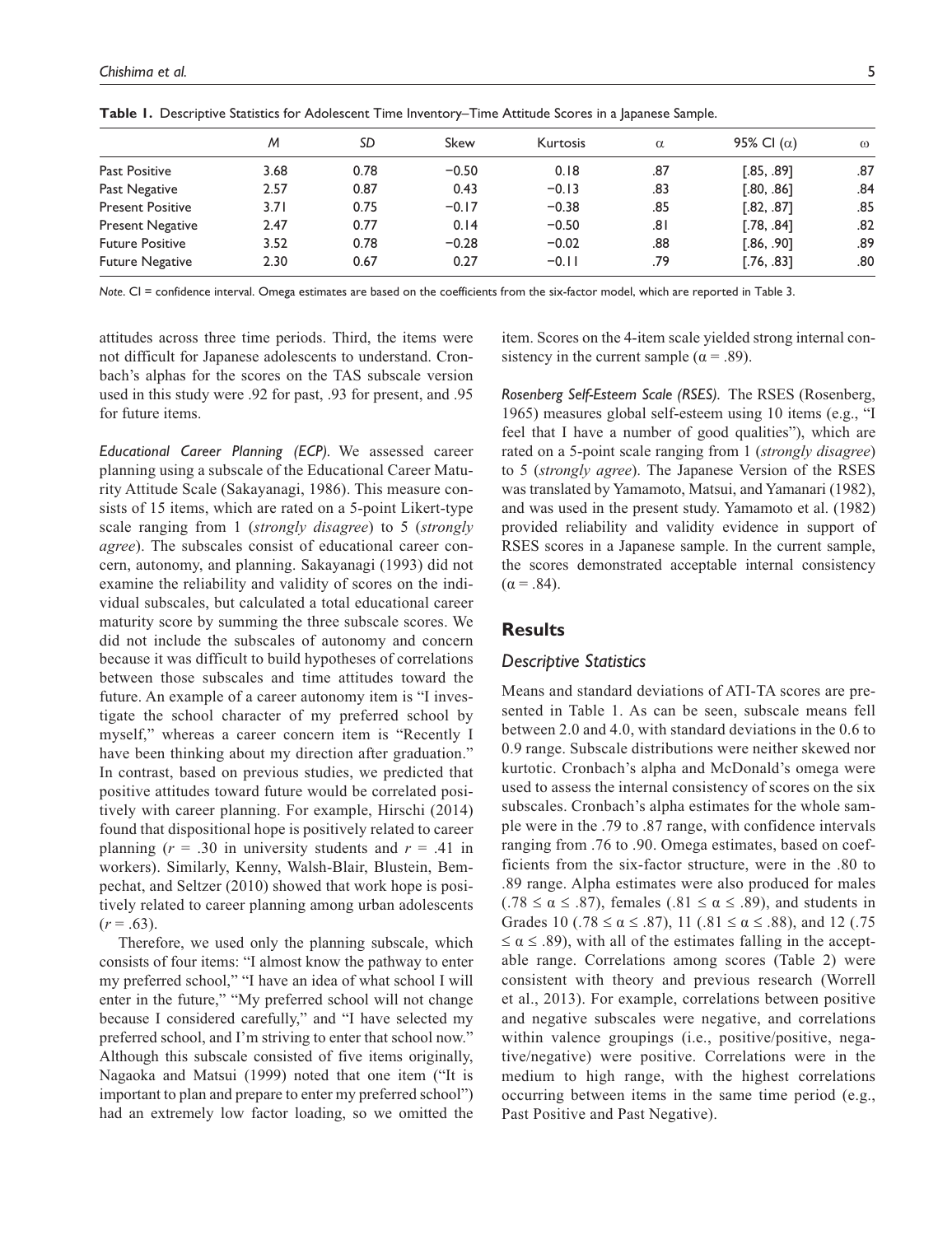**Table 1.** Descriptive Statistics for Adolescent Time Inventory–Time Attitude Scores in a Japanese Sample.

| | *M* | *SD* | Skew | Kurtosis | α | 95% CI (α) | ω |
|---|---|---|---|---|---|---|---|
| Past Positive | 3.68 | 0.78 | −0.50 | 0.18 | .87 | [.85, .89] | .87 |
| Past Negative | 2.57 | 0.87 | 0.43 | −0.13 | .83 | [.80, .86] | .84 |
| Present Positive | 3.71 | 0.75 | −0.17 | −0.38 | .85 | [.82, .87] | .85 |
| Present Negative | 2.47 | 0.77 | 0.14 | −0.50 | .81 | [.78, .84] | .82 |
| Future Positive | 3.52 | 0.78 | −0.28 | −0.02 | .88 | [.86, .90] | .89 |
| Future Negative | 2.30 | 0.67 | 0.27 | −0.11 | .79 | [.76, .83] | .80 |

*Note*. CI = confidence interval. Omega estimates are based on the coefficients from the six-factor model, which are reported in Table 3.

attitudes across three time periods. Third, the items were not difficult for Japanese adolescents to understand. Cronbach's alphas for the scores on the TAS subscale version used in this study were .92 for past, .93 for present, and .95 for future items.

*Educational Career Planning (ECP).* We assessed career planning using a subscale of the Educational Career Maturity Attitude Scale (Sakayanagi, 1986). This measure consists of 15 items, which are rated on a 5-point Likert-type scale ranging from 1 (*strongly disagree*) to 5 (*strongly agree*). The subscales consist of educational career concern, autonomy, and planning. Sakayanagi (1993) did not examine the reliability and validity of scores on the individual subscales, but calculated a total educational career maturity score by summing the three subscale scores. We did not include the subscales of autonomy and concern because it was difficult to build hypotheses of correlations between those subscales and time attitudes toward the future. An example of a career autonomy item is "I investigate the school character of my preferred school by myself," whereas a career concern item is "Recently I have been thinking about my direction after graduation." In contrast, based on previous studies, we predicted that positive attitudes toward future would be correlated positively with career planning. For example, Hirschi (2014) found that dispositional hope is positively related to career planning ($r$ = .30 in university students and $r$ = .41 in workers). Similarly, Kenny, Walsh-Blair, Blustein, Bempechat, and Seltzer (2010) showed that work hope is positively related to career planning among urban adolescents ($r$ = .63).

Therefore, we used only the planning subscale, which consists of four items: "I almost know the pathway to enter my preferred school," "I have an idea of what school I will enter in the future," "My preferred school will not change because I considered carefully," and "I have selected my preferred school, and I'm striving to enter that school now." Although this subscale consisted of five items originally, Nagaoka and Matsui (1999) noted that one item ("It is important to plan and prepare to enter my preferred school") had an extremely low factor loading, so we omitted the item. Scores on the 4-item scale yielded strong internal consistency in the current sample (α = .89).

*Rosenberg Self-Esteem Scale (RSES).* The RSES (Rosenberg, 1965) measures global self-esteem using 10 items (e.g., "I feel that I have a number of good qualities"), which are rated on a 5-point scale ranging from 1 (*strongly disagree*) to 5 (*strongly agree*). The Japanese Version of the RSES was translated by Yamamoto, Matsui, and Yamanari (1982), and was used in the present study. Yamamoto et al. (1982) provided reliability and validity evidence in support of RSES scores in a Japanese sample. In the current sample, the scores demonstrated acceptable internal consistency (α = .84).

## Results

### Descriptive Statistics

Means and standard deviations of ATI-TA scores are presented in Table 1. As can be seen, subscale means fell between 2.0 and 4.0, with standard deviations in the 0.6 to 0.9 range. Subscale distributions were neither skewed nor kurtotic. Cronbach's alpha and McDonald's omega were used to assess the internal consistency of scores on the six subscales. Cronbach's alpha estimates for the whole sample were in the .79 to .87 range, with confidence intervals ranging from .76 to .90. Omega estimates, based on coefficients from the six-factor structure, were in the .80 to .89 range. Alpha estimates were also produced for males (.78 ≤ α ≤ .87), females (.81 ≤ α ≤ .89), and students in Grades 10 (.78 ≤ α ≤ .87), 11 (.81 ≤ α ≤ .88), and 12 (.75 ≤ α ≤ .89), with all of the estimates falling in the acceptable range. Correlations among scores (Table 2) were consistent with theory and previous research (Worrell et al., 2013). For example, correlations between positive and negative subscales were negative, and correlations within valence groupings (i.e., positive/positive, negative/negative) were positive. Correlations were in the medium to high range, with the highest correlations occurring between items in the same time period (e.g., Past Positive and Past Negative).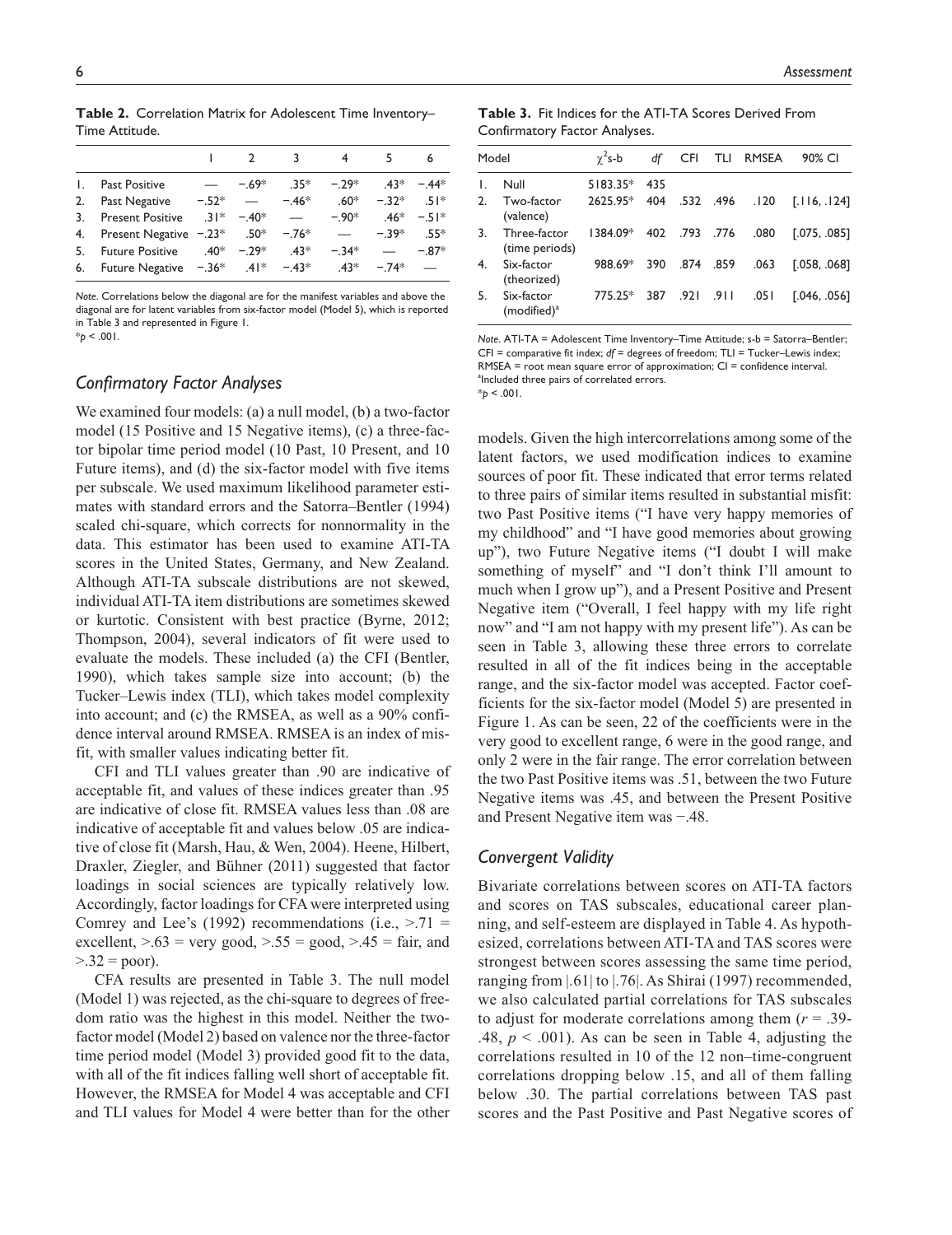**Table 2.** Correlation Matrix for Adolescent Time Inventory–Time Attitude.

| | 1 | 2 | 3 | 4 | 5 | 6 |
|---|---|---|---|---|---|---|
| 1. Past Positive | — | −.69* | .35* | −.29* | .43* | −.44* |
| 2. Past Negative | −.52* | — | −.46* | .60* | −.32* | .51* |
| 3. Present Positive | .31* | −.40* | — | −.90* | .46* | −.51* |
| 4. Present Negative | −.23* | .50* | −.76* | — | −.39* | .55* |
| 5. Future Positive | .40* | −.29* | .43* | −.34* | — | −.87* |
| 6. Future Negative | −.36* | .41* | −.43* | .43* | −.74* | — |

*Note*. Correlations below the diagonal are for the manifest variables and above the diagonal are for latent variables from six-factor model (Model 5), which is reported in Table 3 and represented in Figure 1.
*$p < .001$.

**Table 3.** Fit Indices for the ATI-TA Scores Derived From Confirmatory Factor Analyses.

| Model | $\chi^2$s-b | *df* | CFI | TLI | RMSEA | 90% CI |
|---|---|---|---|---|---|---|
| 1. Null | 5183.35* | 435 | | | | |
| 2. Two-factor (valence) | 2625.95* | 404 | .532 | .496 | .120 | [.116, .124] |
| 3. Three-factor (time periods) | 1384.09* | 402 | .793 | .776 | .080 | [.075, .085] |
| 4. Six-factor (theorized) | 988.69* | 390 | .874 | .859 | .063 | [.058, .068] |
| 5. Six-factor (modified)[a] | 775.25* | 387 | .921 | .911 | .051 | [.046, .056] |

*Note*. ATI-TA = Adolescent Time Inventory–Time Attitude; s-b = Satorra–Bentler; CFI = comparative fit index; *df* = degrees of freedom; TLI = Tucker–Lewis index; RMSEA = root mean square error of approximation; CI = confidence interval.
[a]Included three pairs of correlated errors.
*$p < .001$.

### *Confirmatory Factor Analyses*

We examined four models: (a) a null model, (b) a two-factor model (15 Positive and 15 Negative items), (c) a three-factor bipolar time period model (10 Past, 10 Present, and 10 Future items), and (d) the six-factor model with five items per subscale. We used maximum likelihood parameter estimates with standard errors and the Satorra–Bentler (1994) scaled chi-square, which corrects for nonnormality in the data. This estimator has been used to examine ATI-TA scores in the United States, Germany, and New Zealand. Although ATI-TA subscale distributions are not skewed, individual ATI-TA item distributions are sometimes skewed or kurtotic. Consistent with best practice (Byrne, 2012; Thompson, 2004), several indicators of fit were used to evaluate the models. These included (a) the CFI (Bentler, 1990), which takes sample size into account; (b) the Tucker–Lewis index (TLI), which takes model complexity into account; and (c) the RMSEA, as well as a 90% confidence interval around RMSEA. RMSEA is an index of misfit, with smaller values indicating better fit.

CFI and TLI values greater than .90 are indicative of acceptable fit, and values of these indices greater than .95 are indicative of close fit. RMSEA values less than .08 are indicative of acceptable fit and values below .05 are indicative of close fit (Marsh, Hau, & Wen, 2004). Heene, Hilbert, Draxler, Ziegler, and Bühner (2011) suggested that factor loadings in social sciences are typically relatively low. Accordingly, factor loadings for CFA were interpreted using Comrey and Lee's (1992) recommendations (i.e., >.71 = excellent, >.63 = very good, >.55 = good, >.45 = fair, and >.32 = poor).

CFA results are presented in Table 3. The null model (Model 1) was rejected, as the chi-square to degrees of freedom ratio was the highest in this model. Neither the two-factor model (Model 2) based on valence nor the three-factor time period model (Model 3) provided good fit to the data, with all of the fit indices falling well short of acceptable fit. However, the RMSEA for Model 4 was acceptable and CFI and TLI values for Model 4 were better than for the other models. Given the high intercorrelations among some of the latent factors, we used modification indices to examine sources of poor fit. These indicated that error terms related to three pairs of similar items resulted in substantial misfit: two Past Positive items ("I have very happy memories of my childhood" and "I have good memories about growing up"), two Future Negative items ("I doubt I will make something of myself" and "I don't think I'll amount to much when I grow up"), and a Present Positive and Present Negative item ("Overall, I feel happy with my life right now" and "I am not happy with my present life"). As can be seen in Table 3, allowing these three errors to correlate resulted in all of the fit indices being in the acceptable range, and the six-factor model was accepted. Factor coefficients for the six-factor model (Model 5) are presented in Figure 1. As can be seen, 22 of the coefficients were in the very good to excellent range, 6 were in the good range, and only 2 were in the fair range. The error correlation between the two Past Positive items was .51, between the two Future Negative items was .45, and between the Present Positive and Present Negative item was −.48.

### *Convergent Validity*

Bivariate correlations between scores on ATI-TA factors and scores on TAS subscales, educational career planning, and self-esteem are displayed in Table 4. As hypothesized, correlations between ATI-TA and TAS scores were strongest between scores assessing the same time period, ranging from |.61| to |.76|. As Shirai (1997) recommended, we also calculated partial correlations for TAS subscales to adjust for moderate correlations among them ($r$ = .39-.48, $p < .001$). As can be seen in Table 4, adjusting the correlations resulted in 10 of the 12 non–time-congruent correlations dropping below .15, and all of them falling below .30. The partial correlations between TAS past scores and the Past Positive and Past Negative scores of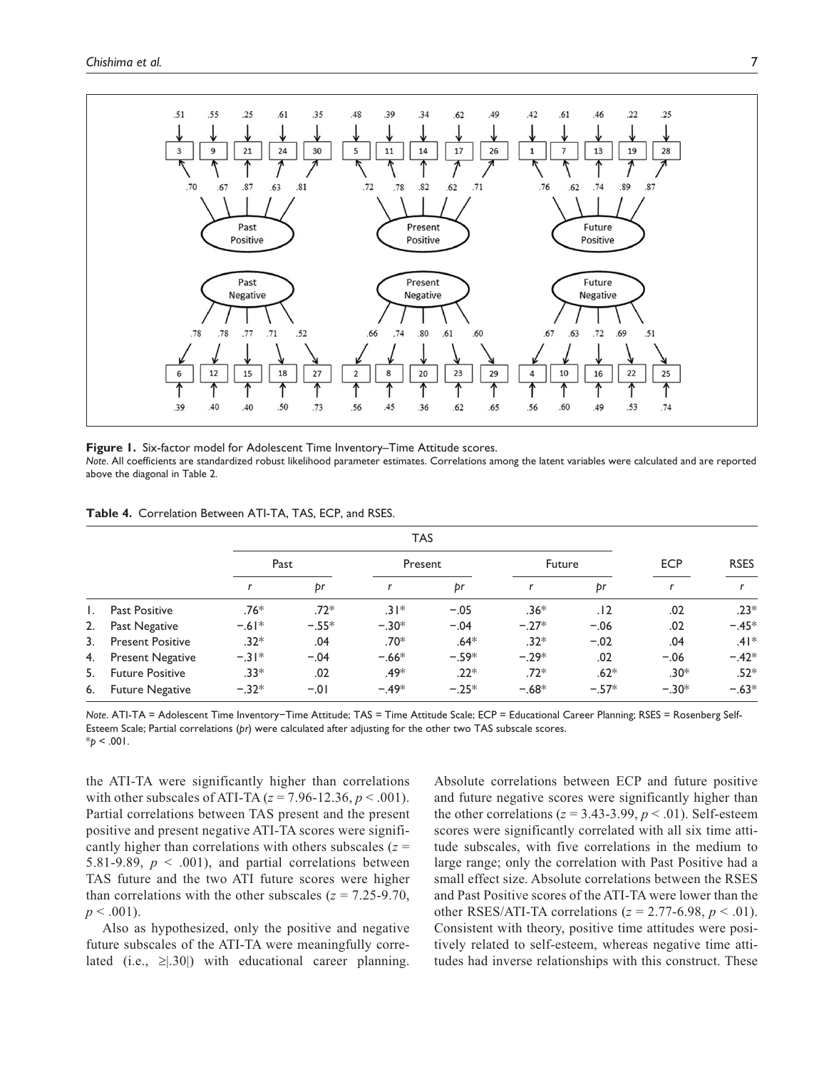**Figure 1.** Six-factor model for Adolescent Time Inventory–Time Attitude scores.

*Note.* All coefficients are standardized robust likelihood parameter estimates. Correlations among the latent variables were calculated and are reported above the diagonal in Table 2.

**Table 4.** Correlation Between ATI-TA, TAS, ECP, and RSES.

| | | TAS | | | | | | ECP | RSES |
|---|---|---|---|---|---|---|---|---|---|
| | | Past | | Present | | Future | | | |
| | | *r* | *pr* | *r* | *pr* | *r* | *pr* | *r* | *r* |
| 1. | Past Positive | .76* | .72* | .31* | −.05 | .36* | .12 | .02 | .23* |
| 2. | Past Negative | −.61* | −.55* | −.30* | −.04 | −.27* | −.06 | .02 | −.45* |
| 3. | Present Positive | .32* | .04 | .70* | .64* | .32* | −.02 | .04 | .41* |
| 4. | Present Negative | −.31* | −.04 | −.66* | −.59* | −.29* | .02 | −.06 | −.42* |
| 5. | Future Positive | .33* | .02 | .49* | .22* | .72* | .62* | .30* | .52* |
| 6. | Future Negative | −.32* | −.01 | −.49* | −.25* | −.68* | −.57* | −.30* | −.63* |

*Note.* ATI-TA = Adolescent Time Inventory−Time Attitude; TAS = Time Attitude Scale; ECP = Educational Career Planning; RSES = Rosenberg Self-Esteem Scale; Partial correlations (*pr*) were calculated after adjusting for the other two TAS subscale scores.
*$p < .001$.

the ATI-TA were significantly higher than correlations with other subscales of ATI-TA ($z$ = 7.96-12.36, $p < .001$). Partial correlations between TAS present and the present positive and present negative ATI-TA scores were significantly higher than correlations with others subscales ($z$ = 5.81-9.89, $p < .001$), and partial correlations between TAS future and the two ATI future scores were higher than correlations with the other subscales ($z$ = 7.25-9.70, $p < .001$).

Also as hypothesized, only the positive and negative future subscales of the ATI-TA were meaningfully correlated (i.e., ≥|.30|) with educational career planning. Absolute correlations between ECP and future positive and future negative scores were significantly higher than the other correlations ($z$ = 3.43-3.99, $p < .01$). Self-esteem scores were significantly correlated with all six time attitude subscales, with five correlations in the medium to large range; only the correlation with Past Positive had a small effect size. Absolute correlations between the RSES and Past Positive scores of the ATI-TA were lower than the other RSES/ATI-TA correlations ($z$ = 2.77-6.98, $p < .01$). Consistent with theory, positive time attitudes were positively related to self-esteem, whereas negative time attitudes had inverse relationships with this construct. These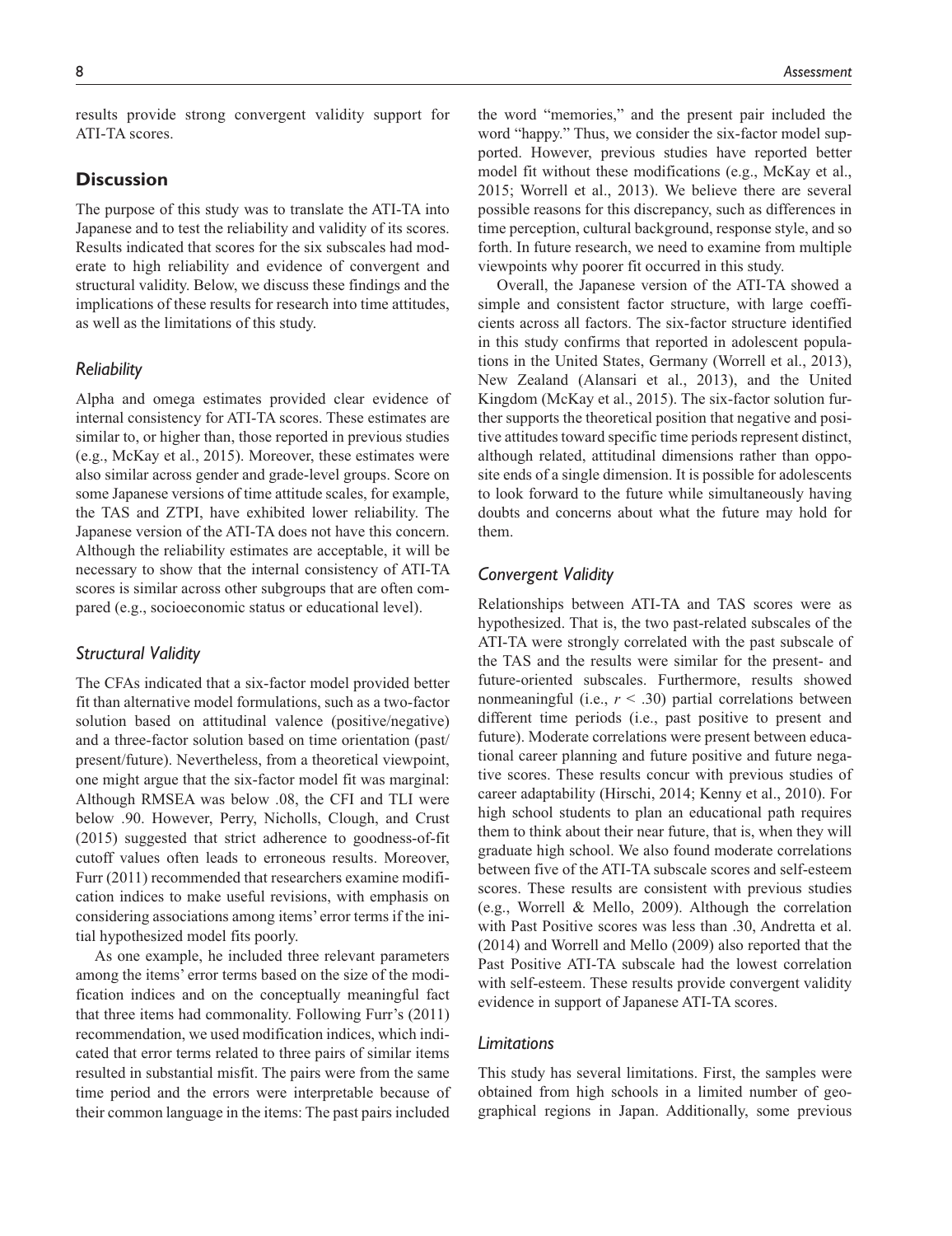results provide strong convergent validity support for ATI-TA scores.

## Discussion

The purpose of this study was to translate the ATI-TA into Japanese and to test the reliability and validity of its scores. Results indicated that scores for the six subscales had moderate to high reliability and evidence of convergent and structural validity. Below, we discuss these findings and the implications of these results for research into time attitudes, as well as the limitations of this study.

### *Reliability*

Alpha and omega estimates provided clear evidence of internal consistency for ATI-TA scores. These estimates are similar to, or higher than, those reported in previous studies (e.g., McKay et al., 2015). Moreover, these estimates were also similar across gender and grade-level groups. Score on some Japanese versions of time attitude scales, for example, the TAS and ZTPI, have exhibited lower reliability. The Japanese version of the ATI-TA does not have this concern. Although the reliability estimates are acceptable, it will be necessary to show that the internal consistency of ATI-TA scores is similar across other subgroups that are often compared (e.g., socioeconomic status or educational level).

### *Structural Validity*

The CFAs indicated that a six-factor model provided better fit than alternative model formulations, such as a two-factor solution based on attitudinal valence (positive/negative) and a three-factor solution based on time orientation (past/present/future). Nevertheless, from a theoretical viewpoint, one might argue that the six-factor model fit was marginal: Although RMSEA was below .08, the CFI and TLI were below .90. However, Perry, Nicholls, Clough, and Crust (2015) suggested that strict adherence to goodness-of-fit cutoff values often leads to erroneous results. Moreover, Furr (2011) recommended that researchers examine modification indices to make useful revisions, with emphasis on considering associations among items' error terms if the initial hypothesized model fits poorly.

As one example, he included three relevant parameters among the items' error terms based on the size of the modification indices and on the conceptually meaningful fact that three items had commonality. Following Furr's (2011) recommendation, we used modification indices, which indicated that error terms related to three pairs of similar items resulted in substantial misfit. The pairs were from the same time period and the errors were interpretable because of their common language in the items: The past pairs included the word "memories," and the present pair included the word "happy." Thus, we consider the six-factor model supported. However, previous studies have reported better model fit without these modifications (e.g., McKay et al., 2015; Worrell et al., 2013). We believe there are several possible reasons for this discrepancy, such as differences in time perception, cultural background, response style, and so forth. In future research, we need to examine from multiple viewpoints why poorer fit occurred in this study.

Overall, the Japanese version of the ATI-TA showed a simple and consistent factor structure, with large coefficients across all factors. The six-factor structure identified in this study confirms that reported in adolescent populations in the United States, Germany (Worrell et al., 2013), New Zealand (Alansari et al., 2013), and the United Kingdom (McKay et al., 2015). The six-factor solution further supports the theoretical position that negative and positive attitudes toward specific time periods represent distinct, although related, attitudinal dimensions rather than opposite ends of a single dimension. It is possible for adolescents to look forward to the future while simultaneously having doubts and concerns about what the future may hold for them.

### *Convergent Validity*

Relationships between ATI-TA and TAS scores were as hypothesized. That is, the two past-related subscales of the ATI-TA were strongly correlated with the past subscale of the TAS and the results were similar for the present- and future-oriented subscales. Furthermore, results showed nonmeaningful (i.e., $r < .30$) partial correlations between different time periods (i.e., past positive to present and future). Moderate correlations were present between educational career planning and future positive and future negative scores. These results concur with previous studies of career adaptability (Hirschi, 2014; Kenny et al., 2010). For high school students to plan an educational path requires them to think about their near future, that is, when they will graduate high school. We also found moderate correlations between five of the ATI-TA subscale scores and self-esteem scores. These results are consistent with previous studies (e.g., Worrell & Mello, 2009). Although the correlation with Past Positive scores was less than .30, Andretta et al. (2014) and Worrell and Mello (2009) also reported that the Past Positive ATI-TA subscale had the lowest correlation with self-esteem. These results provide convergent validity evidence in support of Japanese ATI-TA scores.

### *Limitations*

This study has several limitations. First, the samples were obtained from high schools in a limited number of geographical regions in Japan. Additionally, some previous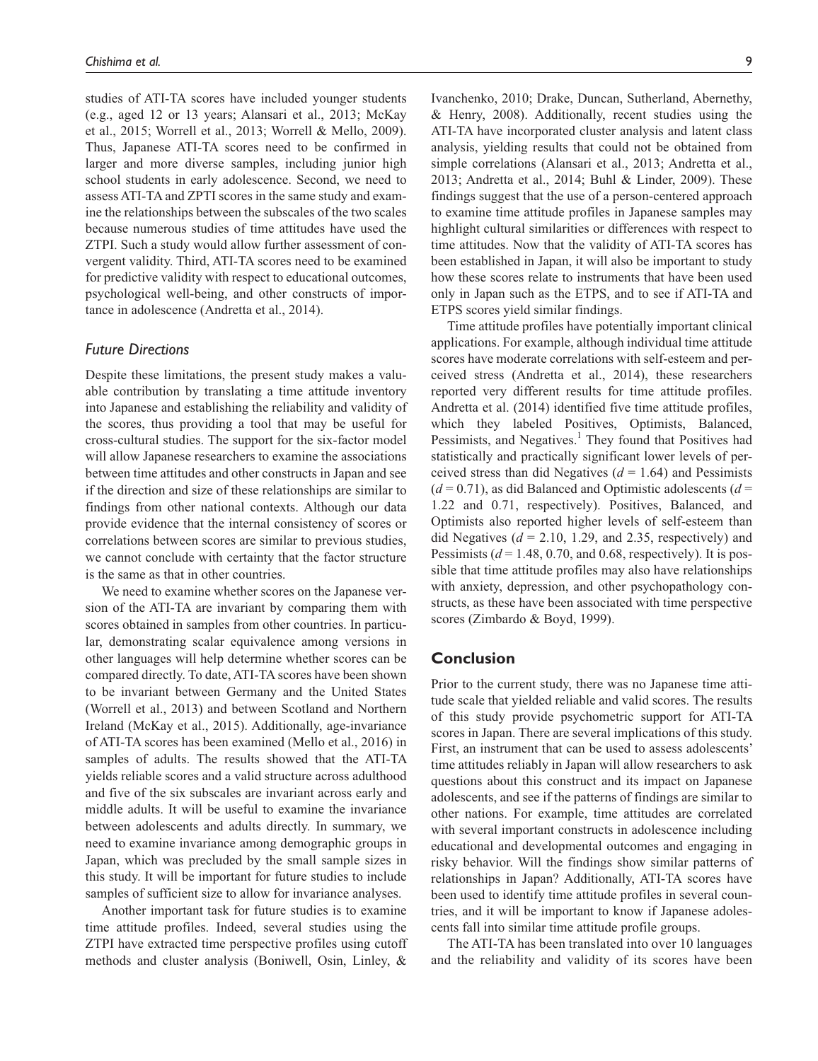studies of ATI-TA scores have included younger students (e.g., aged 12 or 13 years; Alansari et al., 2013; McKay et al., 2015; Worrell et al., 2013; Worrell & Mello, 2009). Thus, Japanese ATI-TA scores need to be confirmed in larger and more diverse samples, including junior high school students in early adolescence. Second, we need to assess ATI-TA and ZPTI scores in the same study and examine the relationships between the subscales of the two scales because numerous studies of time attitudes have used the ZTPI. Such a study would allow further assessment of convergent validity. Third, ATI-TA scores need to be examined for predictive validity with respect to educational outcomes, psychological well-being, and other constructs of importance in adolescence (Andretta et al., 2014).

### Future Directions

Despite these limitations, the present study makes a valuable contribution by translating a time attitude inventory into Japanese and establishing the reliability and validity of the scores, thus providing a tool that may be useful for cross-cultural studies. The support for the six-factor model will allow Japanese researchers to examine the associations between time attitudes and other constructs in Japan and see if the direction and size of these relationships are similar to findings from other national contexts. Although our data provide evidence that the internal consistency of scores or correlations between scores are similar to previous studies, we cannot conclude with certainty that the factor structure is the same as that in other countries.

We need to examine whether scores on the Japanese version of the ATI-TA are invariant by comparing them with scores obtained in samples from other countries. In particular, demonstrating scalar equivalence among versions in other languages will help determine whether scores can be compared directly. To date, ATI-TA scores have been shown to be invariant between Germany and the United States (Worrell et al., 2013) and between Scotland and Northern Ireland (McKay et al., 2015). Additionally, age-invariance of ATI-TA scores has been examined (Mello et al., 2016) in samples of adults. The results showed that the ATI-TA yields reliable scores and a valid structure across adulthood and five of the six subscales are invariant across early and middle adults. It will be useful to examine the invariance between adolescents and adults directly. In summary, we need to examine invariance among demographic groups in Japan, which was precluded by the small sample sizes in this study. It will be important for future studies to include samples of sufficient size to allow for invariance analyses.

Another important task for future studies is to examine time attitude profiles. Indeed, several studies using the ZTPI have extracted time perspective profiles using cutoff methods and cluster analysis (Boniwell, Osin, Linley, & Ivanchenko, 2010; Drake, Duncan, Sutherland, Abernethy, & Henry, 2008). Additionally, recent studies using the ATI-TA have incorporated cluster analysis and latent class analysis, yielding results that could not be obtained from simple correlations (Alansari et al., 2013; Andretta et al., 2013; Andretta et al., 2014; Buhl & Linder, 2009). These findings suggest that the use of a person-centered approach to examine time attitude profiles in Japanese samples may highlight cultural similarities or differences with respect to time attitudes. Now that the validity of ATI-TA scores has been established in Japan, it will also be important to study how these scores relate to instruments that have been used only in Japan such as the ETPS, and to see if ATI-TA and ETPS scores yield similar findings.

Time attitude profiles have potentially important clinical applications. For example, although individual time attitude scores have moderate correlations with self-esteem and perceived stress (Andretta et al., 2014), these researchers reported very different results for time attitude profiles. Andretta et al. (2014) identified five time attitude profiles, which they labeled Positives, Optimists, Balanced, Pessimists, and Negatives.[1] They found that Positives had statistically and practically significant lower levels of perceived stress than did Negatives ($d$ = 1.64) and Pessimists ($d$ = 0.71), as did Balanced and Optimistic adolescents ($d$ = 1.22 and 0.71, respectively). Positives, Balanced, and Optimists also reported higher levels of self-esteem than did Negatives ($d$ = 2.10, 1.29, and 2.35, respectively) and Pessimists ($d$ = 1.48, 0.70, and 0.68, respectively). It is possible that time attitude profiles may also have relationships with anxiety, depression, and other psychopathology constructs, as these have been associated with time perspective scores (Zimbardo & Boyd, 1999).

## Conclusion

Prior to the current study, there was no Japanese time attitude scale that yielded reliable and valid scores. The results of this study provide psychometric support for ATI-TA scores in Japan. There are several implications of this study. First, an instrument that can be used to assess adolescents' time attitudes reliably in Japan will allow researchers to ask questions about this construct and its impact on Japanese adolescents, and see if the patterns of findings are similar to other nations. For example, time attitudes are correlated with several important constructs in adolescence including educational and developmental outcomes and engaging in risky behavior. Will the findings show similar patterns of relationships in Japan? Additionally, ATI-TA scores have been used to identify time attitude profiles in several countries, and it will be important to know if Japanese adolescents fall into similar time attitude profile groups.

The ATI-TA has been translated into over 10 languages and the reliability and validity of its scores have been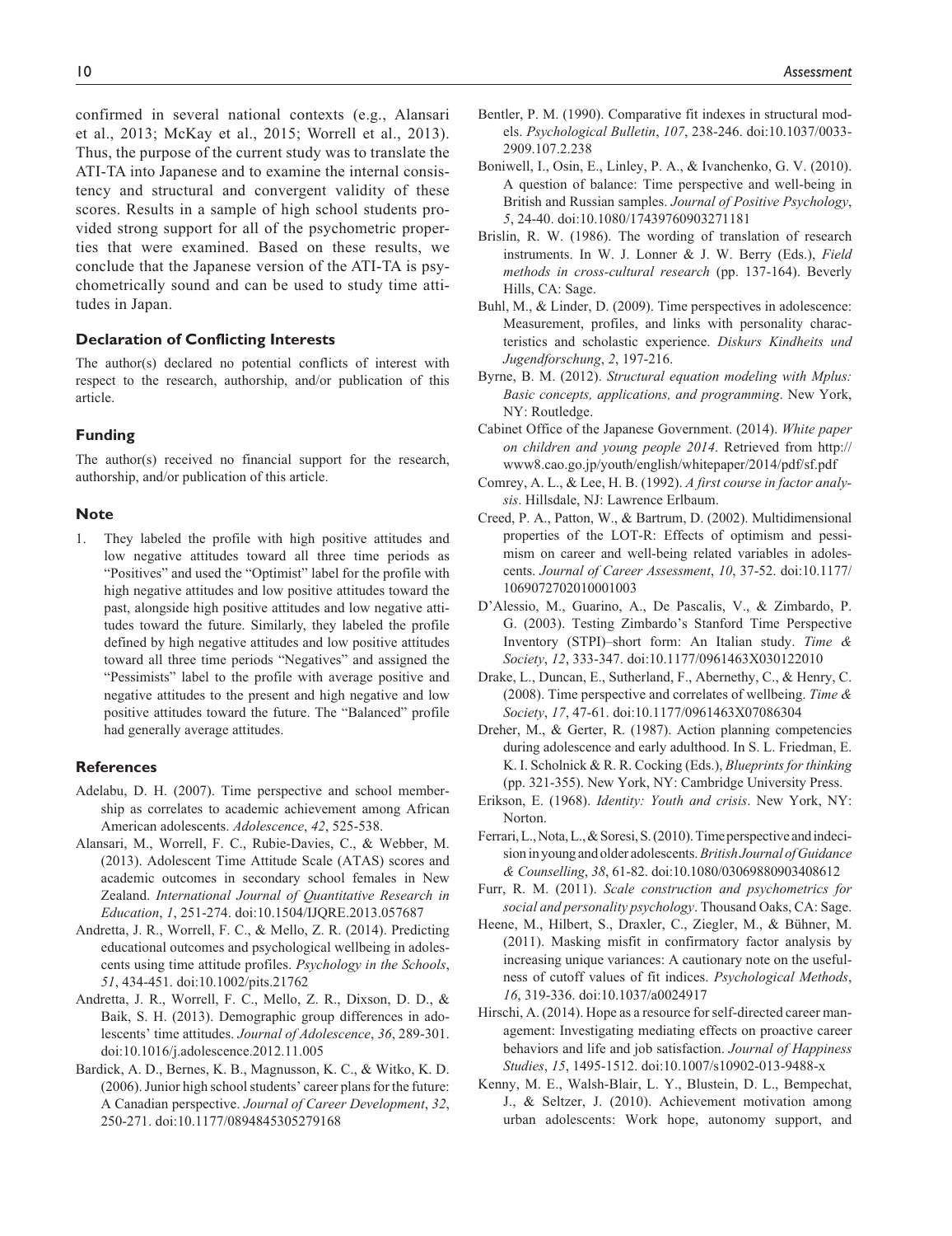confirmed in several national contexts (e.g., Alansari et al., 2013; McKay et al., 2015; Worrell et al., 2013). Thus, the purpose of the current study was to translate the ATI-TA into Japanese and to examine the internal consistency and structural and convergent validity of these scores. Results in a sample of high school students provided strong support for all of the psychometric properties that were examined. Based on these results, we conclude that the Japanese version of the ATI-TA is psychometrically sound and can be used to study time attitudes in Japan.

### Declaration of Conflicting Interests

The author(s) declared no potential conflicts of interest with respect to the research, authorship, and/or publication of this article.

### Funding

The author(s) received no financial support for the research, authorship, and/or publication of this article.

### Note

1. They labeled the profile with high positive attitudes and low negative attitudes toward all three time periods as "Positives" and used the "Optimist" label for the profile with high negative attitudes and low positive attitudes toward the past, alongside high positive attitudes and low negative attitudes toward the future. Similarly, they labeled the profile defined by high negative attitudes and low positive attitudes toward all three time periods "Negatives" and assigned the "Pessimists" label to the profile with average positive and negative attitudes to the present and high negative and low positive attitudes toward the future. The "Balanced" profile had generally average attitudes.

### References

Adelabu, D. H. (2007). Time perspective and school membership as correlates to academic achievement among African American adolescents. *Adolescence*, *42*, 525-538.

Alansari, M., Worrell, F. C., Rubie-Davies, C., & Webber, M. (2013). Adolescent Time Attitude Scale (ATAS) scores and academic outcomes in secondary school females in New Zealand. *International Journal of Quantitative Research in Education*, *1*, 251-274. doi:10.1504/IJQRE.2013.057687

Andretta, J. R., Worrell, F. C., & Mello, Z. R. (2014). Predicting educational outcomes and psychological wellbeing in adolescents using time attitude profiles. *Psychology in the Schools*, *51*, 434-451. doi:10.1002/pits.21762

Andretta, J. R., Worrell, F. C., Mello, Z. R., Dixson, D. D., & Baik, S. H. (2013). Demographic group differences in adolescents' time attitudes. *Journal of Adolescence*, *36*, 289-301. doi:10.1016/j.adolescence.2012.11.005

Bardick, A. D., Bernes, K. B., Magnusson, K. C., & Witko, K. D. (2006). Junior high school students' career plans for the future: A Canadian perspective. *Journal of Career Development*, *32*, 250-271. doi:10.1177/0894845305279168

Bentler, P. M. (1990). Comparative fit indexes in structural models. *Psychological Bulletin*, *107*, 238-246. doi:10.1037/0033-2909.107.2.238

Boniwell, I., Osin, E., Linley, P. A., & Ivanchenko, G. V. (2010). A question of balance: Time perspective and well-being in British and Russian samples. *Journal of Positive Psychology*, *5*, 24-40. doi:10.1080/17439760903271181

Brislin, R. W. (1986). The wording of translation of research instruments. In W. J. Lonner & J. W. Berry (Eds.), *Field methods in cross-cultural research* (pp. 137-164). Beverly Hills, CA: Sage.

Buhl, M., & Linder, D. (2009). Time perspectives in adolescence: Measurement, profiles, and links with personality characteristics and scholastic experience. *Diskurs Kindheits und Jugendforschung*, *2*, 197-216.

Byrne, B. M. (2012). *Structural equation modeling with Mplus: Basic concepts, applications, and programming*. New York, NY: Routledge.

Cabinet Office of the Japanese Government. (2014). *White paper on children and young people 2014*. Retrieved from http://www8.cao.go.jp/youth/english/whitepaper/2014/pdf/sf.pdf

Comrey, A. L., & Lee, H. B. (1992). *A first course in factor analysis*. Hillsdale, NJ: Lawrence Erlbaum.

Creed, P. A., Patton, W., & Bartrum, D. (2002). Multidimensional properties of the LOT-R: Effects of optimism and pessimism on career and well-being related variables in adolescents. *Journal of Career Assessment*, *10*, 37-52. doi:10.1177/1069072702010001003

D'Alessio, M., Guarino, A., De Pascalis, V., & Zimbardo, P. G. (2003). Testing Zimbardo's Stanford Time Perspective Inventory (STPI)–short form: An Italian study. *Time & Society*, *12*, 333-347. doi:10.1177/0961463X030122010

Drake, L., Duncan, E., Sutherland, F., Abernethy, C., & Henry, C. (2008). Time perspective and correlates of wellbeing. *Time & Society*, *17*, 47-61. doi:10.1177/0961463X07086304

Dreher, M., & Gerter, R. (1987). Action planning competencies during adolescence and early adulthood. In S. L. Friedman, E. K. I. Scholnick & R. R. Cocking (Eds.), *Blueprints for thinking* (pp. 321-355). New York, NY: Cambridge University Press.

Erikson, E. (1968). *Identity: Youth and crisis*. New York, NY: Norton.

Ferrari, L., Nota, L., & Soresi, S. (2010). Time perspective and indecision in young and older adolescents. *British Journal of Guidance & Counselling*, *38*, 61-82. doi:10.1080/03069880903408612

Furr, R. M. (2011). *Scale construction and psychometrics for social and personality psychology*. Thousand Oaks, CA: Sage.

Heene, M., Hilbert, S., Draxler, C., Ziegler, M., & Bühner, M. (2011). Masking misfit in confirmatory factor analysis by increasing unique variances: A cautionary note on the usefulness of cutoff values of fit indices. *Psychological Methods*, *16*, 319-336. doi:10.1037/a0024917

Hirschi, A. (2014). Hope as a resource for self-directed career management: Investigating mediating effects on proactive career behaviors and life and job satisfaction. *Journal of Happiness Studies*, *15*, 1495-1512. doi:10.1007/s10902-013-9488-x

Kenny, M. E., Walsh-Blair, L. Y., Blustein, D. L., Bempechat, J., & Seltzer, J. (2010). Achievement motivation among urban adolescents: Work hope, autonomy support, and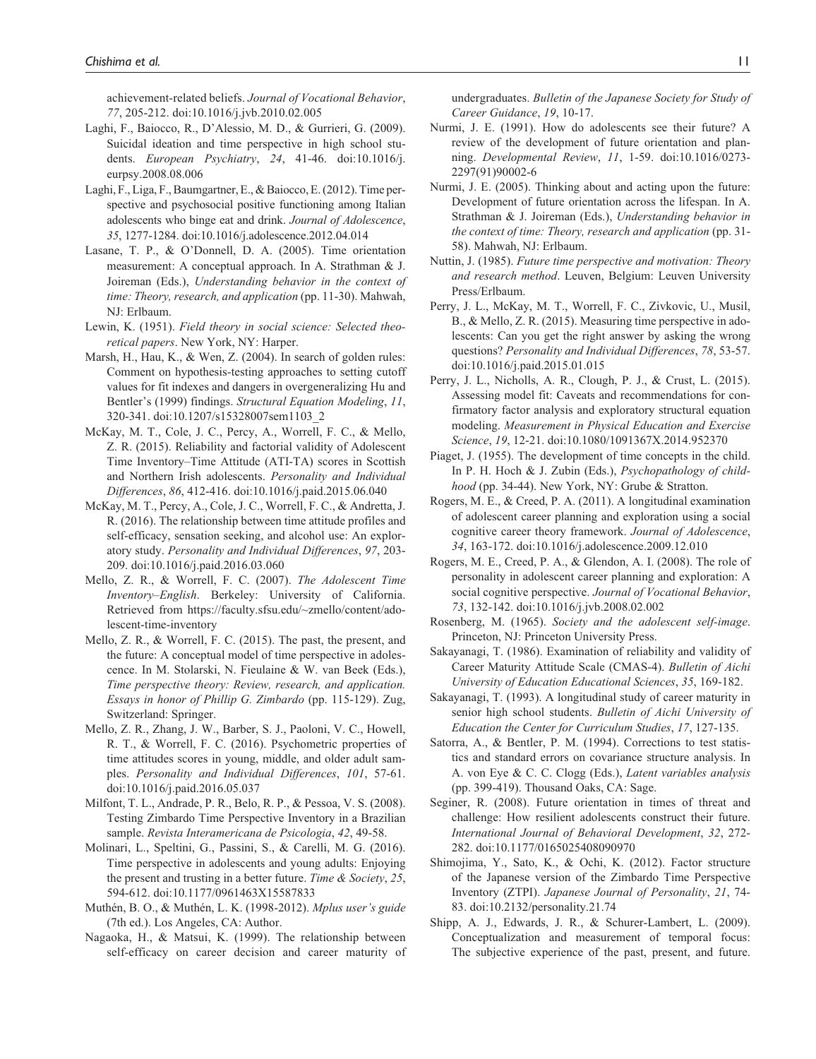achievement-related beliefs. *Journal of Vocational Behavior*, *77*, 205-212. doi:10.1016/j.jvb.2010.02.005

Laghi, F., Baiocco, R., D'Alessio, M. D., & Gurrieri, G. (2009). Suicidal ideation and time perspective in high school students. *European Psychiatry*, *24*, 41-46. doi:10.1016/j.eurpsy.2008.08.006

Laghi, F., Liga, F., Baumgartner, E., & Baiocco, E. (2012). Time perspective and psychosocial positive functioning among Italian adolescents who binge eat and drink. *Journal of Adolescence*, *35*, 1277-1284. doi:10.1016/j.adolescence.2012.04.014

Lasane, T. P., & O'Donnell, D. A. (2005). Time orientation measurement: A conceptual approach. In A. Strathman & J. Joireman (Eds.), *Understanding behavior in the context of time: Theory, research, and application* (pp. 11-30). Mahwah, NJ: Erlbaum.

Lewin, K. (1951). *Field theory in social science: Selected theoretical papers*. New York, NY: Harper.

Marsh, H., Hau, K., & Wen, Z. (2004). In search of golden rules: Comment on hypothesis-testing approaches to setting cutoff values for fit indexes and dangers in overgeneralizing Hu and Bentler's (1999) findings. *Structural Equation Modeling*, *11*, 320-341. doi:10.1207/s15328007sem1103_2

McKay, M. T., Cole, J. C., Percy, A., Worrell, F. C., & Mello, Z. R. (2015). Reliability and factorial validity of Adolescent Time Inventory–Time Attitude (ATI-TA) scores in Scottish and Northern Irish adolescents. *Personality and Individual Differences*, *86*, 412-416. doi:10.1016/j.paid.2015.06.040

McKay, M. T., Percy, A., Cole, J. C., Worrell, F. C., & Andretta, J. R. (2016). The relationship between time attitude profiles and self-efficacy, sensation seeking, and alcohol use: An exploratory study. *Personality and Individual Differences*, *97*, 203-209. doi:10.1016/j.paid.2016.03.060

Mello, Z. R., & Worrell, F. C. (2007). *The Adolescent Time Inventory–English*. Berkeley: University of California. Retrieved from https://faculty.sfsu.edu/~zmello/content/adolescent-time-inventory

Mello, Z. R., & Worrell, F. C. (2015). The past, the present, and the future: A conceptual model of time perspective in adolescence. In M. Stolarski, N. Fieulaine & W. van Beek (Eds.), *Time perspective theory: Review, research, and application. Essays in honor of Phillip G. Zimbardo* (pp. 115-129). Zug, Switzerland: Springer.

Mello, Z. R., Zhang, J. W., Barber, S. J., Paoloni, V. C., Howell, R. T., & Worrell, F. C. (2016). Psychometric properties of time attitudes scores in young, middle, and older adult samples. *Personality and Individual Differences*, *101*, 57-61. doi:10.1016/j.paid.2016.05.037

Milfont, T. L., Andrade, P. R., Belo, R. P., & Pessoa, V. S. (2008). Testing Zimbardo Time Perspective Inventory in a Brazilian sample. *Revista Interamericana de Psicologia*, *42*, 49-58.

Molinari, L., Speltini, G., Passini, S., & Carelli, M. G. (2016). Time perspective in adolescents and young adults: Enjoying the present and trusting in a better future. *Time & Society*, *25*, 594-612. doi:10.1177/0961463X15587833

Muthén, B. O., & Muthén, L. K. (1998-2012). *Mplus user's guide* (7th ed.). Los Angeles, CA: Author.

Nagaoka, H., & Matsui, K. (1999). The relationship between self-efficacy on career decision and career maturity of undergraduates. *Bulletin of the Japanese Society for Study of Career Guidance*, *19*, 10-17.

Nurmi, J. E. (1991). How do adolescents see their future? A review of the development of future orientation and planning. *Developmental Review*, *11*, 1-59. doi:10.1016/0273-2297(91)90002-6

Nurmi, J. E. (2005). Thinking about and acting upon the future: Development of future orientation across the lifespan. In A. Strathman & J. Joireman (Eds.), *Understanding behavior in the context of time: Theory, research and application* (pp. 31-58). Mahwah, NJ: Erlbaum.

Nuttin, J. (1985). *Future time perspective and motivation: Theory and research method*. Leuven, Belgium: Leuven University Press/Erlbaum.

Perry, J. L., McKay, M. T., Worrell, F. C., Zivkovic, U., Musil, B., & Mello, Z. R. (2015). Measuring time perspective in adolescents: Can you get the right answer by asking the wrong questions? *Personality and Individual Differences*, *78*, 53-57. doi:10.1016/j.paid.2015.01.015

Perry, J. L., Nicholls, A. R., Clough, P. J., & Crust, L. (2015). Assessing model fit: Caveats and recommendations for confirmatory factor analysis and exploratory structural equation modeling. *Measurement in Physical Education and Exercise Science*, *19*, 12-21. doi:10.1080/1091367X.2014.952370

Piaget, J. (1955). The development of time concepts in the child. In P. H. Hoch & J. Zubin (Eds.), *Psychopathology of childhood* (pp. 34-44). New York, NY: Grube & Stratton.

Rogers, M. E., & Creed, P. A. (2011). A longitudinal examination of adolescent career planning and exploration using a social cognitive career theory framework. *Journal of Adolescence*, *34*, 163-172. doi:10.1016/j.adolescence.2009.12.010

Rogers, M. E., Creed, P. A., & Glendon, A. I. (2008). The role of personality in adolescent career planning and exploration: A social cognitive perspective. *Journal of Vocational Behavior*, *73*, 132-142. doi:10.1016/j.jvb.2008.02.002

Rosenberg, M. (1965). *Society and the adolescent self-image*. Princeton, NJ: Princeton University Press.

Sakayanagi, T. (1986). Examination of reliability and validity of Career Maturity Attitude Scale (CMAS-4). *Bulletin of Aichi University of Education Educational Sciences*, *35*, 169-182.

Sakayanagi, T. (1993). A longitudinal study of career maturity in senior high school students. *Bulletin of Aichi University of Education the Center for Curriculum Studies*, *17*, 127-135.

Satorra, A., & Bentler, P. M. (1994). Corrections to test statistics and standard errors on covariance structure analysis. In A. von Eye & C. C. Clogg (Eds.), *Latent variables analysis* (pp. 399-419). Thousand Oaks, CA: Sage.

Seginer, R. (2008). Future orientation in times of threat and challenge: How resilient adolescents construct their future. *International Journal of Behavioral Development*, *32*, 272-282. doi:10.1177/0165025408090970

Shimojima, Y., Sato, K., & Ochi, K. (2012). Factor structure of the Japanese version of the Zimbardo Time Perspective Inventory (ZTPI). *Japanese Journal of Personality*, *21*, 74-83. doi:10.2132/personality.21.74

Shipp, A. J., Edwards, J. R., & Schurer-Lambert, L. (2009). Conceptualization and measurement of temporal focus: The subjective experience of the past, present, and future.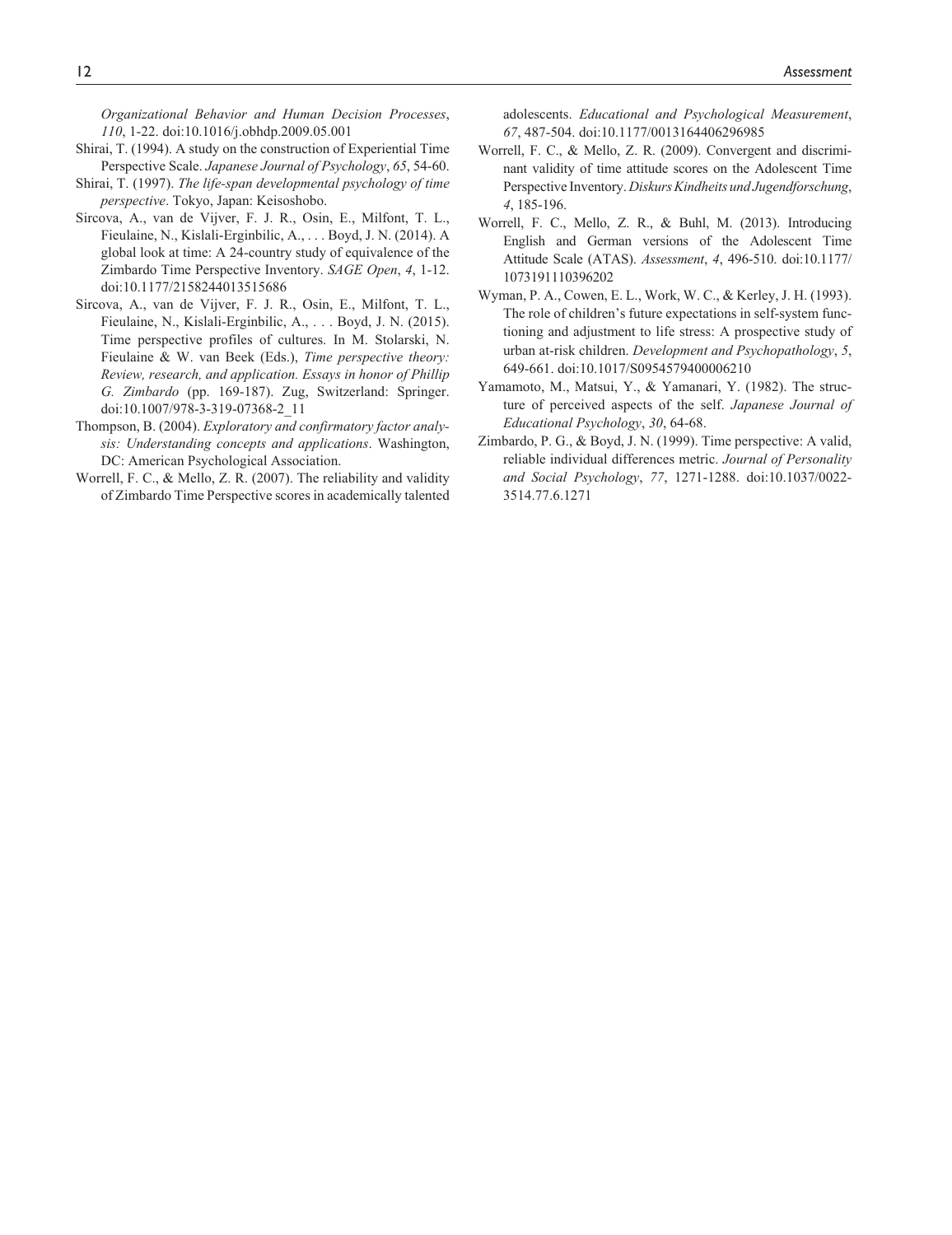*Organizational Behavior and Human Decision Processes*, *110*, 1-22. doi:10.1016/j.obhdp.2009.05.001

Shirai, T. (1994). A study on the construction of Experiential Time Perspective Scale. *Japanese Journal of Psychology*, *65*, 54-60.

Shirai, T. (1997). *The life-span developmental psychology of time perspective*. Tokyo, Japan: Keisoshobo.

Sircova, A., van de Vijver, F. J. R., Osin, E., Milfont, T. L., Fieulaine, N., Kislali-Erginbilic, A., . . . Boyd, J. N. (2014). A global look at time: A 24-country study of equivalence of the Zimbardo Time Perspective Inventory. *SAGE Open*, *4*, 1-12. doi:10.1177/2158244013515686

Sircova, A., van de Vijver, F. J. R., Osin, E., Milfont, T. L., Fieulaine, N., Kislali-Erginbilic, A., . . . Boyd, J. N. (2015). Time perspective profiles of cultures. In M. Stolarski, N. Fieulaine & W. van Beek (Eds.), *Time perspective theory: Review, research, and application. Essays in honor of Phillip G. Zimbardo* (pp. 169-187). Zug, Switzerland: Springer. doi:10.1007/978-3-319-07368-2_11

Thompson, B. (2004). *Exploratory and confirmatory factor analysis: Understanding concepts and applications*. Washington, DC: American Psychological Association.

Worrell, F. C., & Mello, Z. R. (2007). The reliability and validity of Zimbardo Time Perspective scores in academically talented adolescents. *Educational and Psychological Measurement*, *67*, 487-504. doi:10.1177/0013164406296985

Worrell, F. C., & Mello, Z. R. (2009). Convergent and discriminant validity of time attitude scores on the Adolescent Time Perspective Inventory. *Diskurs Kindheits und Jugendforschung*, *4*, 185-196.

Worrell, F. C., Mello, Z. R., & Buhl, M. (2013). Introducing English and German versions of the Adolescent Time Attitude Scale (ATAS). *Assessment*, *4*, 496-510. doi:10.1177/1073191110396202

Wyman, P. A., Cowen, E. L., Work, W. C., & Kerley, J. H. (1993). The role of children's future expectations in self-system functioning and adjustment to life stress: A prospective study of urban at-risk children. *Development and Psychopathology*, *5*, 649-661. doi:10.1017/S0954579400006210

Yamamoto, M., Matsui, Y., & Yamanari, Y. (1982). The structure of perceived aspects of the self. *Japanese Journal of Educational Psychology*, *30*, 64-68.

Zimbardo, P. G., & Boyd, J. N. (1999). Time perspective: A valid, reliable individual differences metric. *Journal of Personality and Social Psychology*, *77*, 1271-1288. doi:10.1037/0022-3514.77.6.1271